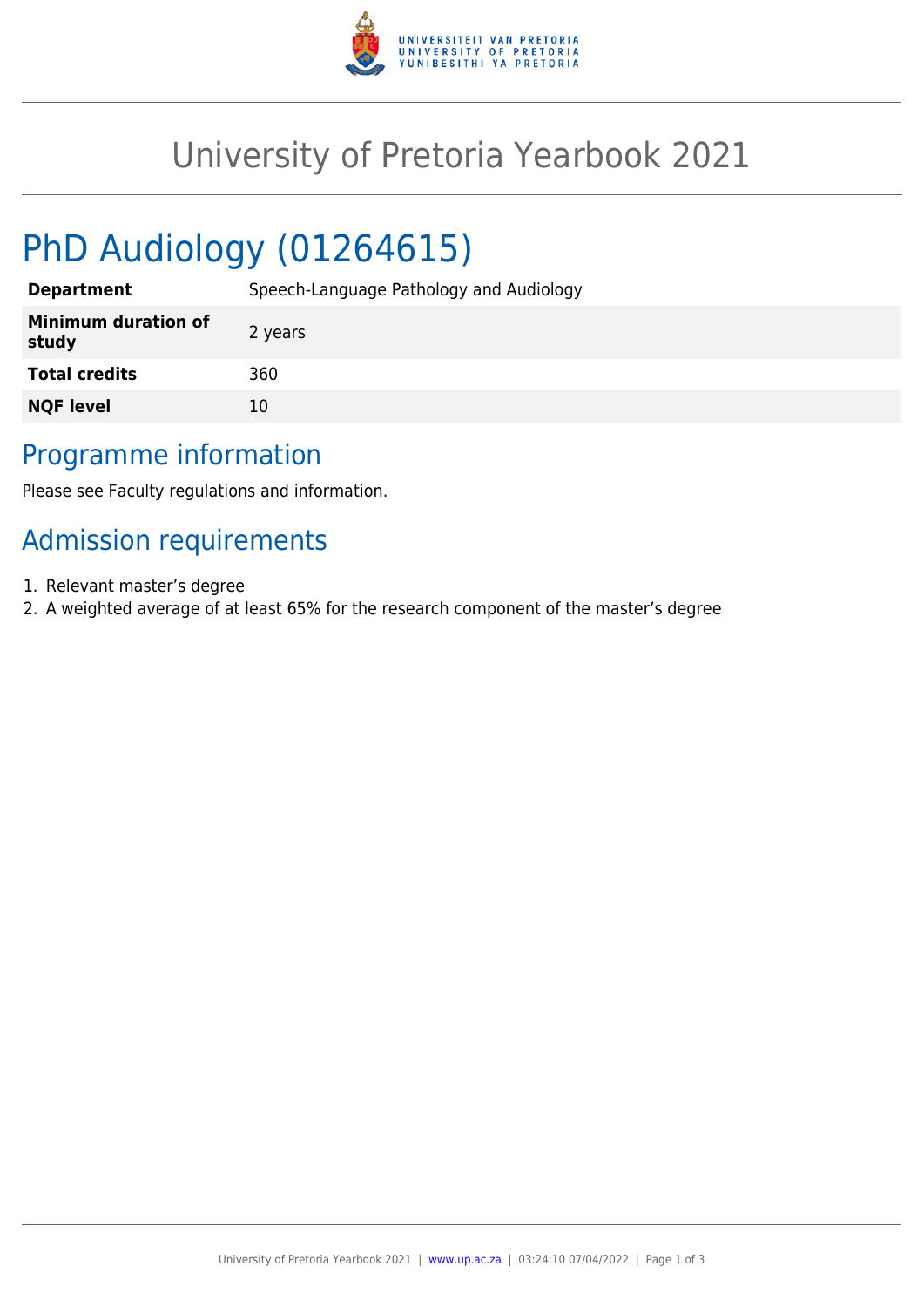# University of Pretoria Yearbook 2021

# PhD Audiology (01264615)

| | |
|---|---|
| **Department** | Speech-Language Pathology and Audiology |
| **Minimum duration of study** | 2 years |
| **Total credits** | 360 |
| **NQF level** | 10 |

## Programme information

Please see Faculty regulations and information.

## Admission requirements

1. Relevant master's degree
2. A weighted average of at least 65% for the research component of the master's degree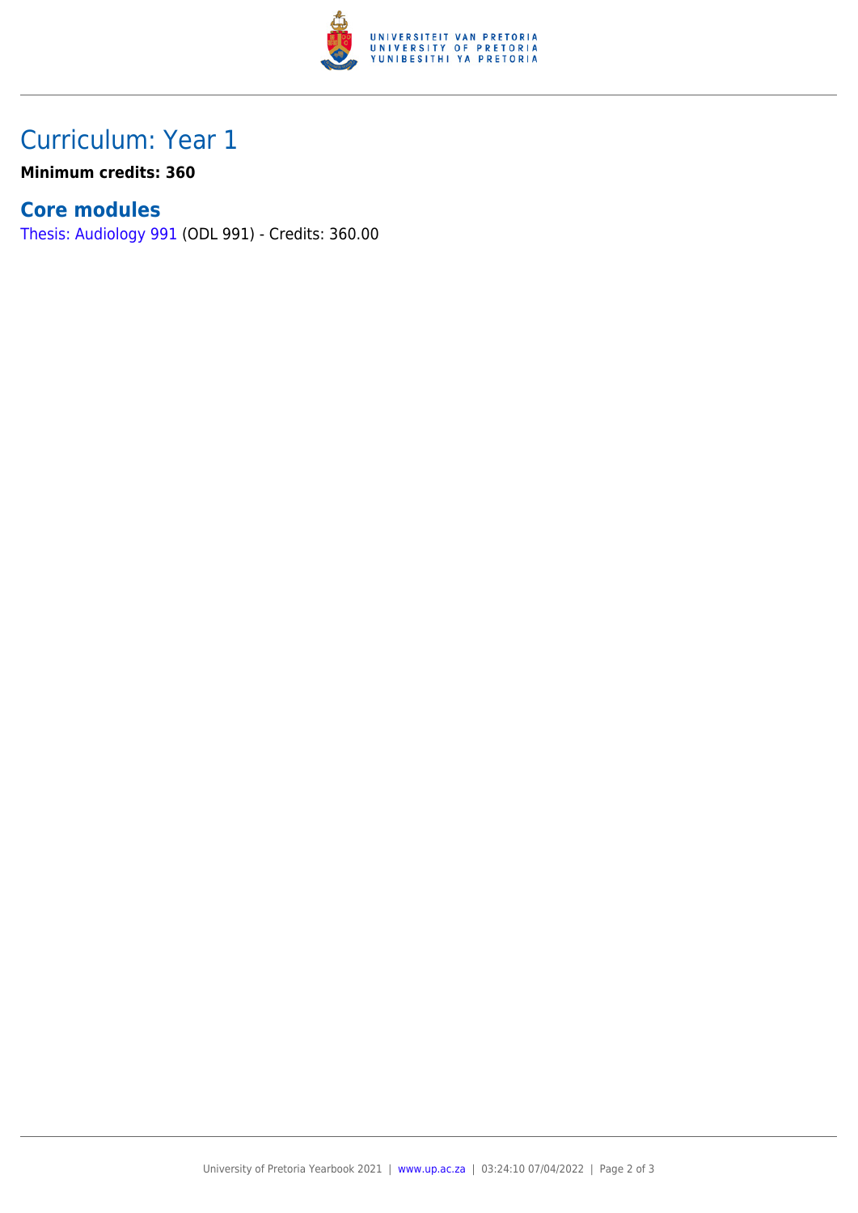# Curriculum: Year 1

**Minimum credits: 360**

## Core modules

Thesis: Audiology 991 (ODL 991) - Credits: 360.00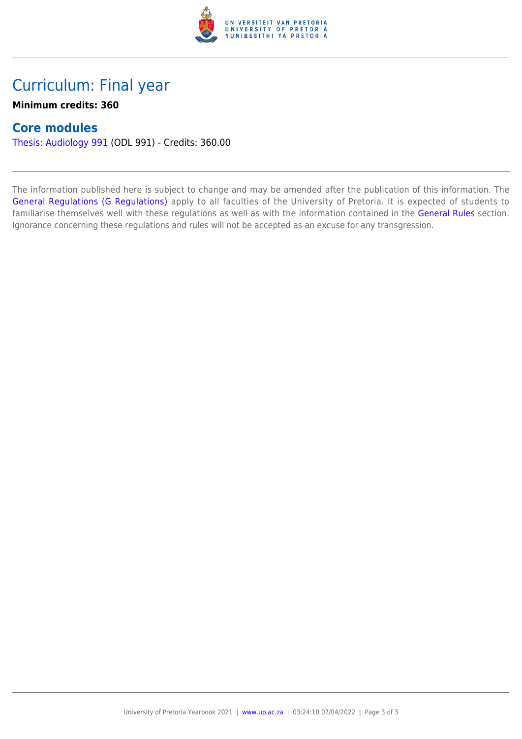## Curriculum: Final year

**Minimum credits: 360**

### Core modules

Thesis: Audiology 991 (ODL 991) - Credits: 360.00

The information published here is subject to change and may be amended after the publication of this information. The General Regulations (G Regulations) apply to all faculties of the University of Pretoria. It is expected of students to familiarise themselves well with these regulations as well as with the information contained in the General Rules section. Ignorance concerning these regulations and rules will not be accepted as an excuse for any transgression.